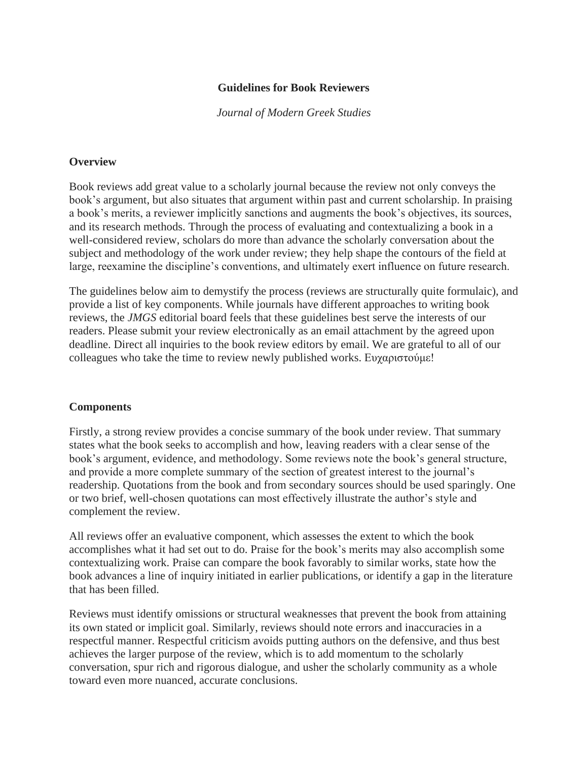# Guidelines for Book Reviewers

*Journal of Modern Greek Studies*

## Overview

Book reviews add great value to a scholarly journal because the review not only conveys the book's argument, but also situates that argument within past and current scholarship. In praising a book's merits, a reviewer implicitly sanctions and augments the book's objectives, its sources, and its research methods. Through the process of evaluating and contextualizing a book in a well-considered review, scholars do more than advance the scholarly conversation about the subject and methodology of the work under review; they help shape the contours of the field at large, reexamine the discipline's conventions, and ultimately exert influence on future research.

The guidelines below aim to demystify the process (reviews are structurally quite formulaic), and provide a list of key components. While journals have different approaches to writing book reviews, the *JMGS* editorial board feels that these guidelines best serve the interests of our readers. Please submit your review electronically as an email attachment by the agreed upon deadline. Direct all inquiries to the book review editors by email. We are grateful to all of our colleagues who take the time to review newly published works. Ευχαριστούμε!

## Components

Firstly, a strong review provides a concise summary of the book under review. That summary states what the book seeks to accomplish and how, leaving readers with a clear sense of the book's argument, evidence, and methodology. Some reviews note the book's general structure, and provide a more complete summary of the section of greatest interest to the journal's readership. Quotations from the book and from secondary sources should be used sparingly. One or two brief, well-chosen quotations can most effectively illustrate the author's style and complement the review.

All reviews offer an evaluative component, which assesses the extent to which the book accomplishes what it had set out to do. Praise for the book's merits may also accomplish some contextualizing work. Praise can compare the book favorably to similar works, state how the book advances a line of inquiry initiated in earlier publications, or identify a gap in the literature that has been filled.

Reviews must identify omissions or structural weaknesses that prevent the book from attaining its own stated or implicit goal. Similarly, reviews should note errors and inaccuracies in a respectful manner. Respectful criticism avoids putting authors on the defensive, and thus best achieves the larger purpose of the review, which is to add momentum to the scholarly conversation, spur rich and rigorous dialogue, and usher the scholarly community as a whole toward even more nuanced, accurate conclusions.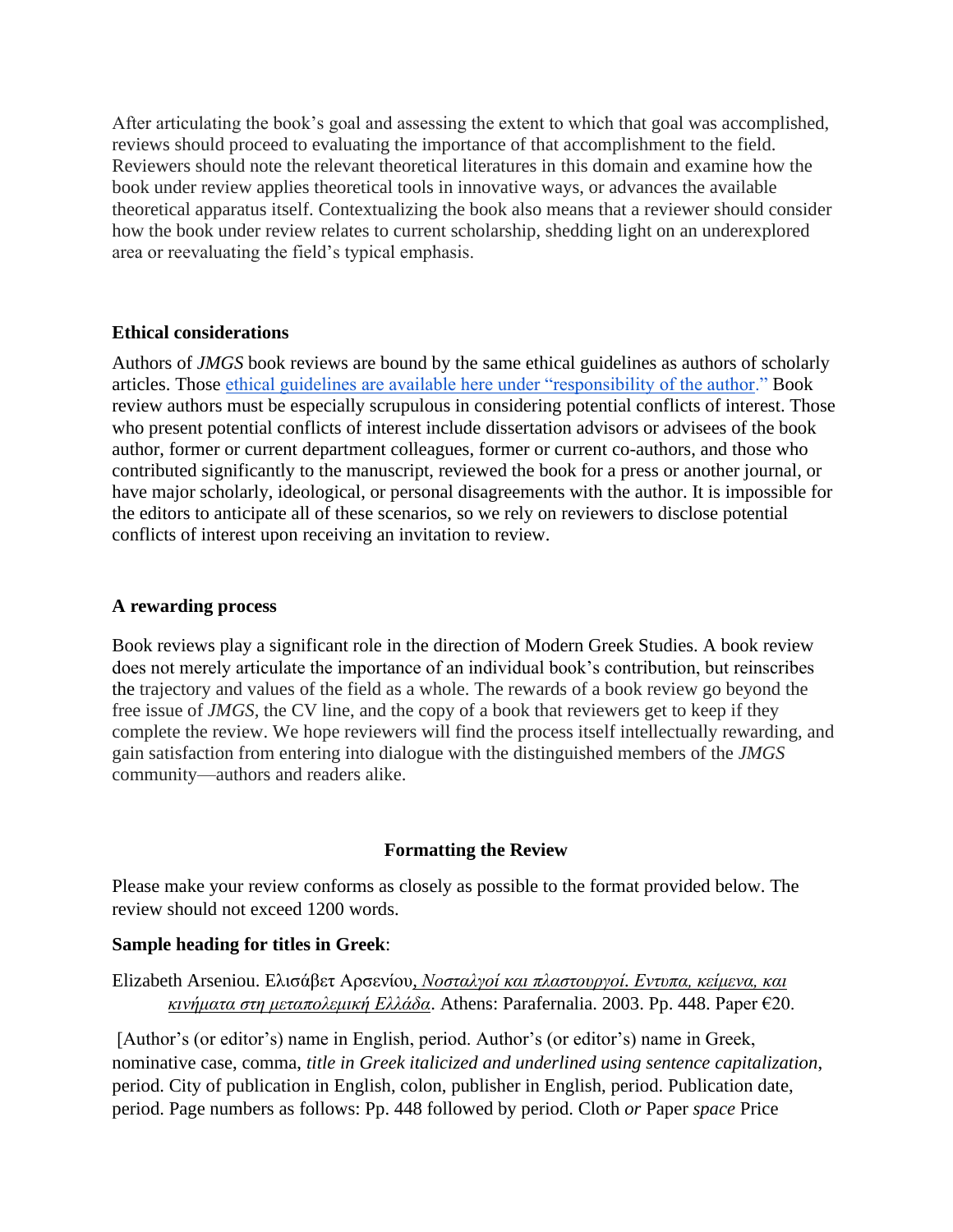After articulating the book's goal and assessing the extent to which that goal was accomplished, reviews should proceed to evaluating the importance of that accomplishment to the field. Reviewers should note the relevant theoretical literatures in this domain and examine how the book under review applies theoretical tools in innovative ways, or advances the available theoretical apparatus itself. Contextualizing the book also means that a reviewer should consider how the book under review relates to current scholarship, shedding light on an underexplored area or reevaluating the field's typical emphasis.

**Ethical considerations**

Authors of *JMGS* book reviews are bound by the same ethical guidelines as authors of scholarly articles. Those ethical guidelines are available here under "responsibility of the author." Book review authors must be especially scrupulous in considering potential conflicts of interest. Those who present potential conflicts of interest include dissertation advisors or advisees of the book author, former or current department colleagues, former or current co-authors, and those who contributed significantly to the manuscript, reviewed the book for a press or another journal, or have major scholarly, ideological, or personal disagreements with the author. It is impossible for the editors to anticipate all of these scenarios, so we rely on reviewers to disclose potential conflicts of interest upon receiving an invitation to review.

**A rewarding process**

Book reviews play a significant role in the direction of Modern Greek Studies. A book review does not merely articulate the importance of an individual book's contribution, but reinscribes the trajectory and values of the field as a whole. The rewards of a book review go beyond the free issue of *JMGS*, the CV line, and the copy of a book that reviewers get to keep if they complete the review. We hope reviewers will find the process itself intellectually rewarding, and gain satisfaction from entering into dialogue with the distinguished members of the *JMGS* community—authors and readers alike.

**Formatting the Review**

Please make your review conforms as closely as possible to the format provided below. The review should not exceed 1200 words.

**Sample heading for titles in Greek**:

Elizabeth Arseniou. Ελισάβετ Αρσενίου, *Νοσταλγοί και πλαστουργοί. Εντυπα, κείμενα, και κινήματα στη μεταπολεμική Ελλάδα*. Athens: Parafernalia. 2003. Pp. 448. Paper €20.

[Author's (or editor's) name in English, period. Author's (or editor's) name in Greek, nominative case, comma, *title in Greek italicized and underlined using sentence capitalization*, period. City of publication in English, colon, publisher in English, period. Publication date, period. Page numbers as follows: Pp. 448 followed by period. Cloth *or* Paper *space* Price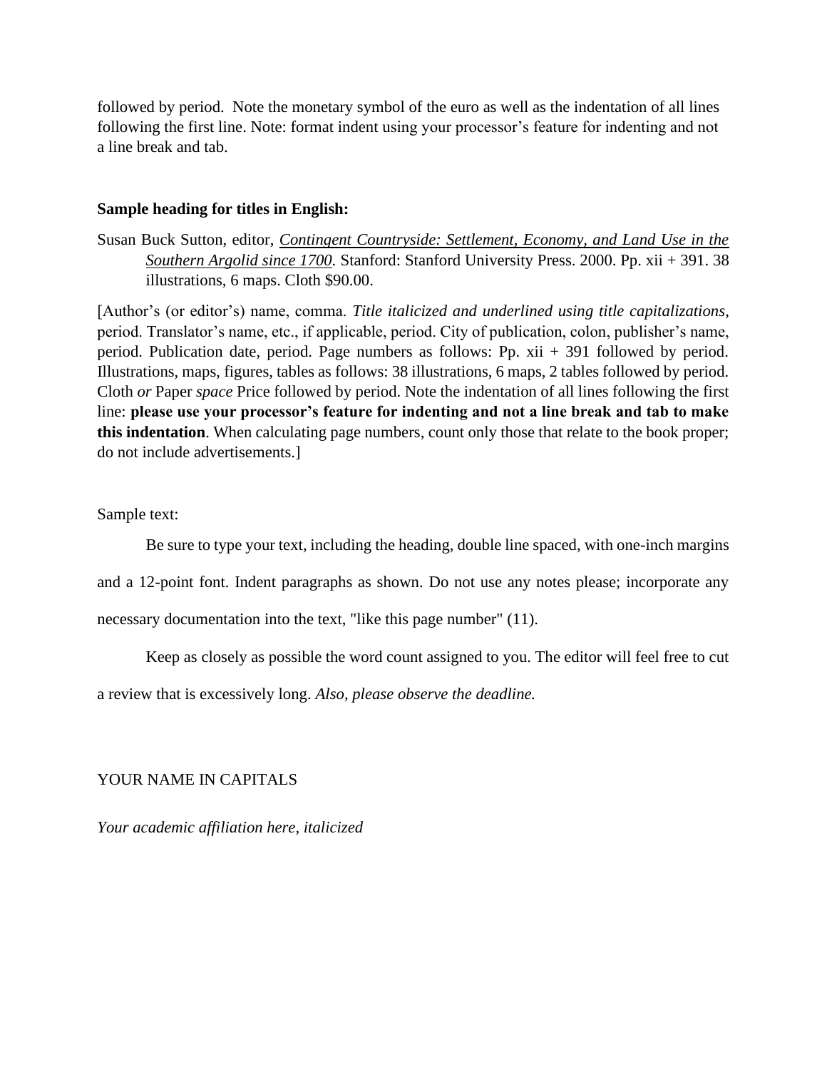followed by period. Note the monetary symbol of the euro as well as the indentation of all lines following the first line. Note: format indent using your processor's feature for indenting and not a line break and tab.

**Sample heading for titles in English:**

Susan Buck Sutton, editor, <u>*Contingent Countryside: Settlement, Economy, and Land Use in the Southern Argolid since 1700*</u>. Stanford: Stanford University Press. 2000. Pp. xii + 391. 38 illustrations, 6 maps. Cloth $90.00.

[Author's (or editor's) name, comma. *Title italicized and underlined using title capitalizations*, period. Translator's name, etc., if applicable, period. City of publication, colon, publisher's name, period. Publication date, period. Page numbers as follows: Pp. xii + 391 followed by period. Illustrations, maps, figures, tables as follows: 38 illustrations, 6 maps, 2 tables followed by period. Cloth *or* Paper *space* Price followed by period. Note the indentation of all lines following the first line: **please use your processor's feature for indenting and not a line break and tab to make this indentation**. When calculating page numbers, count only those that relate to the book proper; do not include advertisements.]

Sample text:

Be sure to type your text, including the heading, double line spaced, with one-inch margins and a 12-point font. Indent paragraphs as shown. Do not use any notes please; incorporate any necessary documentation into the text, "like this page number" (11).

Keep as closely as possible the word count assigned to you. The editor will feel free to cut a review that is excessively long. *Also, please observe the deadline.*

YOUR NAME IN CAPITALS

*Your academic affiliation here, italicized*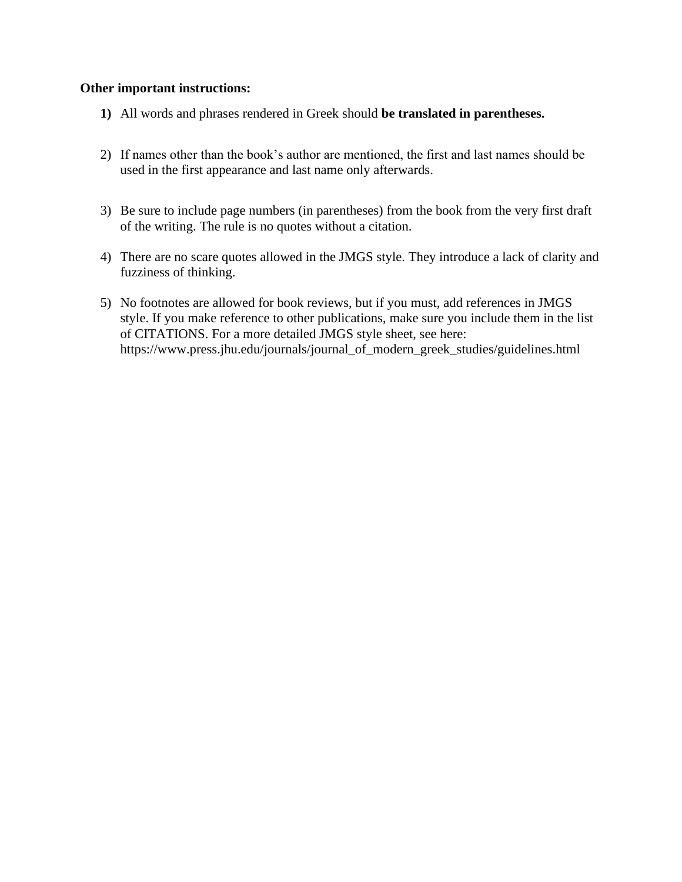**Other important instructions:**

1) All words and phrases rendered in Greek should **be translated in parentheses.**

2) If names other than the book's author are mentioned, the first and last names should be used in the first appearance and last name only afterwards.

3) Be sure to include page numbers (in parentheses) from the book from the very first draft of the writing. The rule is no quotes without a citation.

4) There are no scare quotes allowed in the JMGS style. They introduce a lack of clarity and fuzziness of thinking.

5) No footnotes are allowed for book reviews, but if you must, add references in JMGS style. If you make reference to other publications, make sure you include them in the list of CITATIONS. For a more detailed JMGS style sheet, see here: https://www.press.jhu.edu/journals/journal_of_modern_greek_studies/guidelines.html